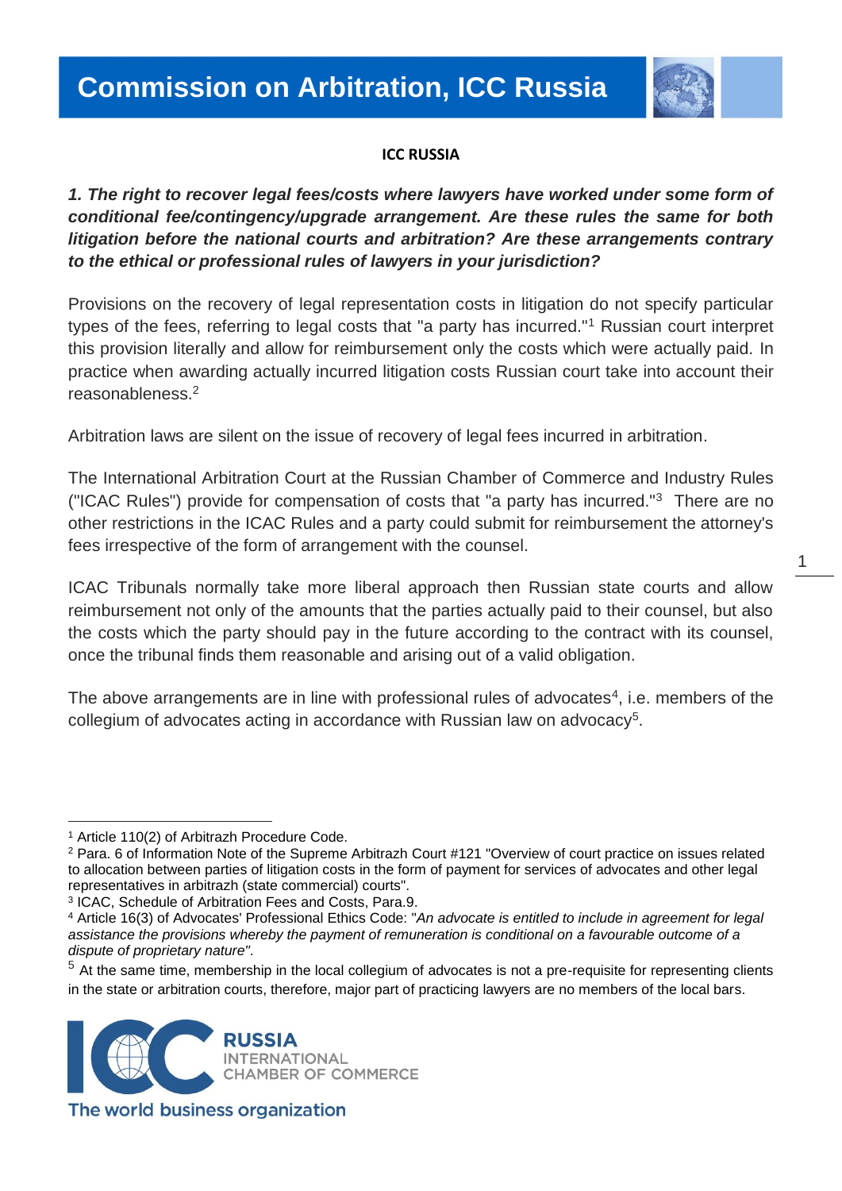# Commission on Arbitration, ICC Russia

**ICC RUSSIA**

***1. The right to recover legal fees/costs where lawyers have worked under some form of conditional fee/contingency/upgrade arrangement. Are these rules the same for both litigation before the national courts and arbitration? Are these arrangements contrary to the ethical or professional rules of lawyers in your jurisdiction?***

Provisions on the recovery of legal representation costs in litigation do not specify particular types of the fees, referring to legal costs that "a party has incurred."[1] Russian court interpret this provision literally and allow for reimbursement only the costs which were actually paid. In practice when awarding actually incurred litigation costs Russian court take into account their reasonableness.[2]

Arbitration laws are silent on the issue of recovery of legal fees incurred in arbitration.

The International Arbitration Court at the Russian Chamber of Commerce and Industry Rules ("ICAC Rules") provide for compensation of costs that "a party has incurred."[3] There are no other restrictions in the ICAC Rules and a party could submit for reimbursement the attorney's fees irrespective of the form of arrangement with the counsel.

ICAC Tribunals normally take more liberal approach then Russian state courts and allow reimbursement not only of the amounts that the parties actually paid to their counsel, but also the costs which the party should pay in the future according to the contract with its counsel, once the tribunal finds them reasonable and arising out of a valid obligation.

The above arrangements are in line with professional rules of advocates[4], i.e. members of the collegium of advocates acting in accordance with Russian law on advocacy[5].

---

[1] Article 110(2) of Arbitrazh Procedure Code.

[2] Para. 6 of Information Note of the Supreme Arbitrazh Court #121 "Overview of court practice on issues related to allocation between parties of litigation costs in the form of payment for services of advocates and other legal representatives in arbitrazh (state commercial) courts".

[3] ICAC, Schedule of Arbitration Fees and Costs, Para.9.

[4] Article 16(3) of Advocates' Professional Ethics Code: "*An advocate is entitled to include in agreement for legal assistance the provisions whereby the payment of remuneration is conditional on a favourable outcome of a dispute of proprietary nature*".

[5] At the same time, membership in the local collegium of advocates is not a pre-requisite for representing clients in the state or arbitration courts, therefore, major part of practicing lawyers are no members of the local bars.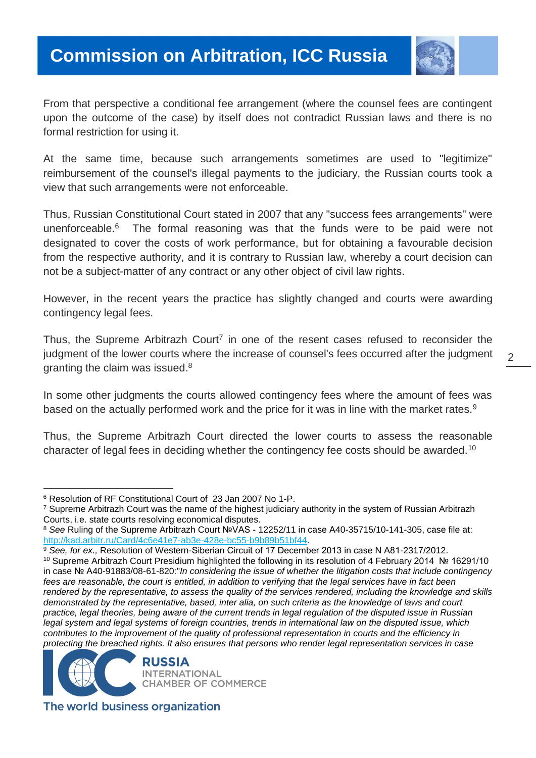From that perspective a conditional fee arrangement (where the counsel fees are contingent upon the outcome of the case) by itself does not contradict Russian laws and there is no formal restriction for using it.

At the same time, because such arrangements sometimes are used to "legitimize" reimbursement of the counsel's illegal payments to the judiciary, the Russian courts took a view that such arrangements were not enforceable.

Thus, Russian Constitutional Court stated in 2007 that any "success fees arrangements" were unenforceable.[6] The formal reasoning was that the funds were to be paid were not designated to cover the costs of work performance, but for obtaining a favourable decision from the respective authority, and it is contrary to Russian law, whereby a court decision can not be a subject-matter of any contract or any other object of civil law rights.

However, in the recent years the practice has slightly changed and courts were awarding contingency legal fees.

Thus, the Supreme Arbitrazh Court[7] in one of the resent cases refused to reconsider the judgment of the lower courts where the increase of counsel's fees occurred after the judgment granting the claim was issued.[8]

In some other judgments the courts allowed contingency fees where the amount of fees was based on the actually performed work and the price for it was in line with the market rates.[9]

Thus, the Supreme Arbitrazh Court directed the lower courts to assess the reasonable character of legal fees in deciding whether the contingency fee costs should be awarded.[10]

---

[6] Resolution of RF Constitutional Court of 23 Jan 2007 No 1-P.

[7] Supreme Arbitrazh Court was the name of the highest judiciary authority in the system of Russian Arbitrazh Courts, i.e. state courts resolving economical disputes.

[8] *See* Ruling of the Supreme Arbitrazh Court №VAS - 12252/11 in case A40-35715/10-141-305, case file at: http://kad.arbitr.ru/Card/4c6e41e7-ab3e-428e-bc55-b9b89b51bf44.

[9] *See, for ex.,* Resolution of Western-Siberian Circuit of 17 December 2013 in case N A81-2317/2012.

[10] Supreme Arbitrazh Court Presidium highlighted the following in its resolution of 4 February 2014 № 16291/10 in case № A40-91883/08-61-820:"*In considering the issue of whether the litigation costs that include contingency fees are reasonable, the court is entitled, in addition to verifying that the legal services have in fact been rendered by the representative, to assess the quality of the services rendered, including the knowledge and skills demonstrated by the representative, based, inter alia, on such criteria as the knowledge of laws and court practice, legal theories, being aware of the current trends in legal regulation of the disputed issue in Russian legal system and legal systems of foreign countries, trends in international law on the disputed issue, which contributes to the improvement of the quality of professional representation in courts and the efficiency in protecting the breached rights. It also ensures that persons who render legal representation services in case*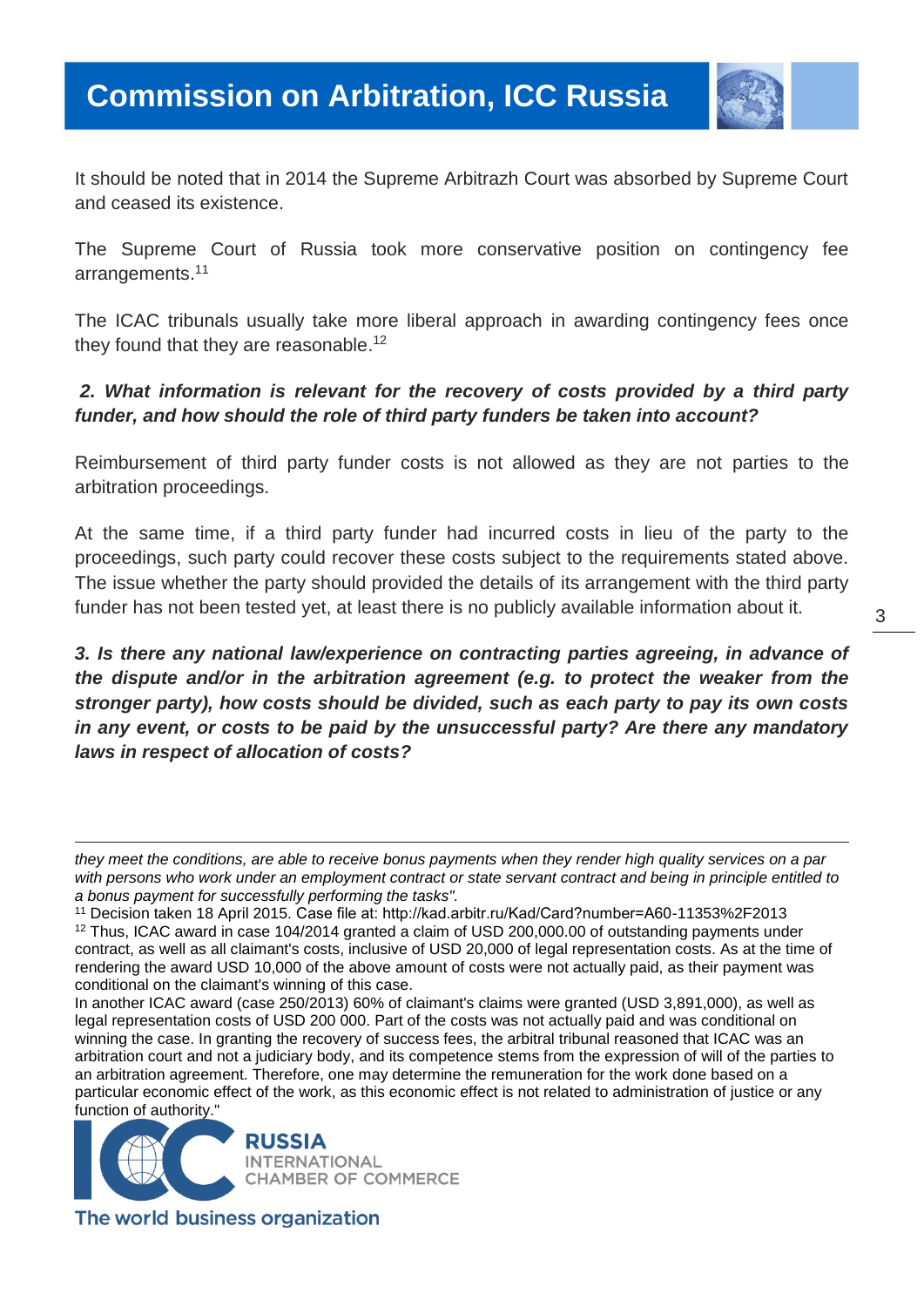It should be noted that in 2014 the Supreme Arbitrazh Court was absorbed by Supreme Court and ceased its existence.

The Supreme Court of Russia took more conservative position on contingency fee arrangements.[11]

The ICAC tribunals usually take more liberal approach in awarding contingency fees once they found that they are reasonable.[12]

***2. What information is relevant for the recovery of costs provided by a third party funder, and how should the role of third party funders be taken into account?***

Reimbursement of third party funder costs is not allowed as they are not parties to the arbitration proceedings.

At the same time, if a third party funder had incurred costs in lieu of the party to the proceedings, such party could recover these costs subject to the requirements stated above. The issue whether the party should provided the details of its arrangement with the third party funder has not been tested yet, at least there is no publicly available information about it.

***3. Is there any national law/experience on contracting parties agreeing, in advance of the dispute and/or in the arbitration agreement (e.g. to protect the weaker from the stronger party), how costs should be divided, such as each party to pay its own costs in any event, or costs to be paid by the unsuccessful party? Are there any mandatory laws in respect of allocation of costs?***

---

*they meet the conditions, are able to receive bonus payments when they render high quality services on a par with persons who work under an employment contract or state servant contract and being in principle entitled to a bonus payment for successfully performing the tasks".*

[11] Decision taken 18 April 2015. Case file at: http://kad.arbitr.ru/Kad/Card?number=A60-11353%2F2013

[12] Thus, ICAC award in case 104/2014 granted a claim of USD 200,000.00 of outstanding payments under contract, as well as all claimant's costs, inclusive of USD 20,000 of legal representation costs. As at the time of rendering the award USD 10,000 of the above amount of costs were not actually paid, as their payment was conditional on the claimant's winning of this case.

In another ICAC award (case 250/2013) 60% of claimant's claims were granted (USD 3,891,000), as well as legal representation costs of USD 200 000. Part of the costs was not actually paid and was conditional on winning the case. In granting the recovery of success fees, the arbitral tribunal reasoned that ICAC was an arbitration court and not a judiciary body, and its competence stems from the expression of will of the parties to an arbitration agreement. Therefore, one may determine the remuneration for the work done based on a particular economic effect of the work, as this economic effect is not related to administration of justice or any function of authority."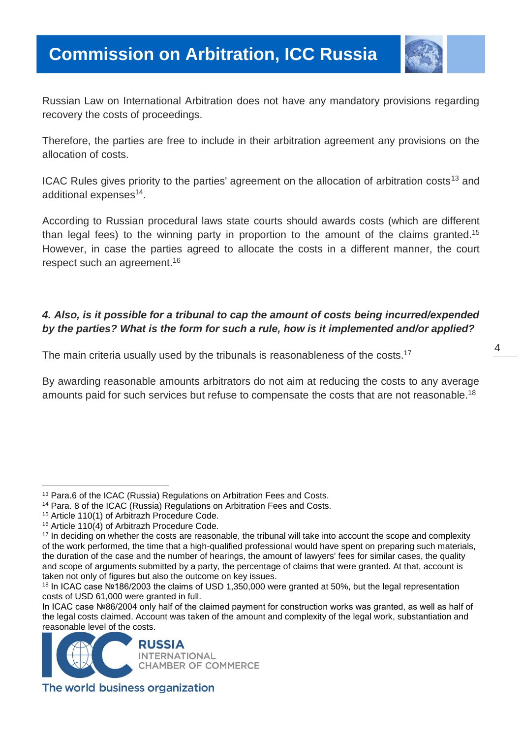Russian Law on International Arbitration does not have any mandatory provisions regarding recovery the costs of proceedings.

Therefore, the parties are free to include in their arbitration agreement any provisions on the allocation of costs.

ICAC Rules gives priority to the parties' agreement on the allocation of arbitration costs[13] and additional expenses[14].

According to Russian procedural laws state courts should awards costs (which are different than legal fees) to the winning party in proportion to the amount of the claims granted.[15] However, in case the parties agreed to allocate the costs in a different manner, the court respect such an agreement.[16]

***4. Also, is it possible for a tribunal to cap the amount of costs being incurred/expended by the parties? What is the form for such a rule, how is it implemented and/or applied?***

The main criteria usually used by the tribunals is reasonableness of the costs.[17]

By awarding reasonable amounts arbitrators do not aim at reducing the costs to any average amounts paid for such services but refuse to compensate the costs that are not reasonable.[18]

---

[13] Para.6 of the ICAC (Russia) Regulations on Arbitration Fees and Costs.

[14] Para. 8 of the ICAC (Russia) Regulations on Arbitration Fees and Costs.

[15] Article 110(1) of Arbitrazh Procedure Code.

[16] Article 110(4) of Arbitrazh Procedure Code.

[17] In deciding on whether the costs are reasonable, the tribunal will take into account the scope and complexity of the work performed, the time that a high-qualified professional would have spent on preparing such materials, the duration of the case and the number of hearings, the amount of lawyers' fees for similar cases, the quality and scope of arguments submitted by a party, the percentage of claims that were granted. At that, account is taken not only of figures but also the outcome on key issues.

[18] In ICAC case №186/2003 the claims of USD 1,350,000 were granted at 50%, but the legal representation costs of USD 61,000 were granted in full.
In ICAC case №86/2004 only half of the claimed payment for construction works was granted, as well as half of the legal costs claimed. Account was taken of the amount and complexity of the legal work, substantiation and reasonable level of the costs.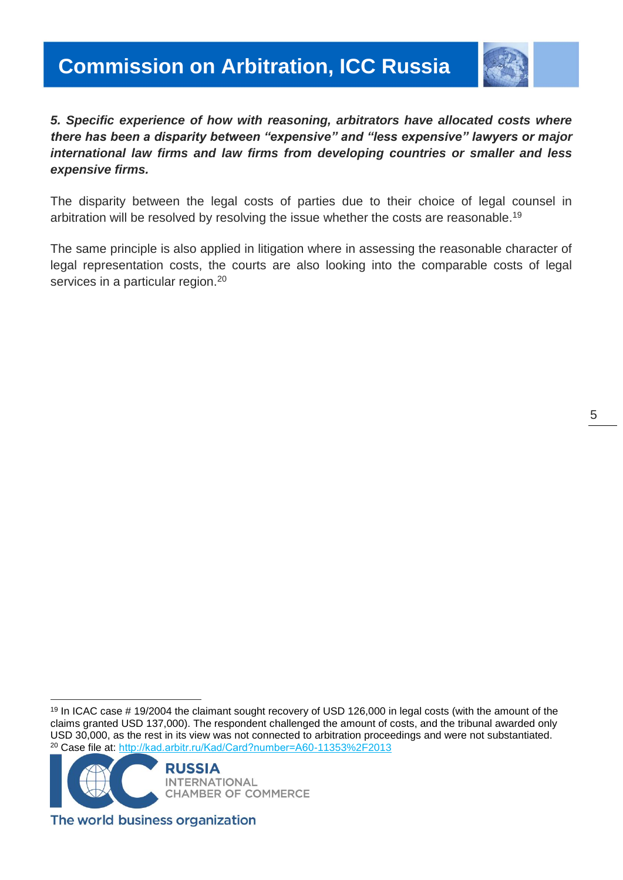***5. Specific experience of how with reasoning, arbitrators have allocated costs where there has been a disparity between "expensive" and "less expensive" lawyers or major international law firms and law firms from developing countries or smaller and less expensive firms.***

The disparity between the legal costs of parties due to their choice of legal counsel in arbitration will be resolved by resolving the issue whether the costs are reasonable.[19]

The same principle is also applied in litigation where in assessing the reasonable character of legal representation costs, the courts are also looking into the comparable costs of legal services in a particular region.[20]

---

[19] In ICAC case # 19/2004 the claimant sought recovery of USD 126,000 in legal costs (with the amount of the claims granted USD 137,000). The respondent challenged the amount of costs, and the tribunal awarded only USD 30,000, as the rest in its view was not connected to arbitration proceedings and were not substantiated.

[20] Case file at: http://kad.arbitr.ru/Kad/Card?number=A60-11353%2F2013